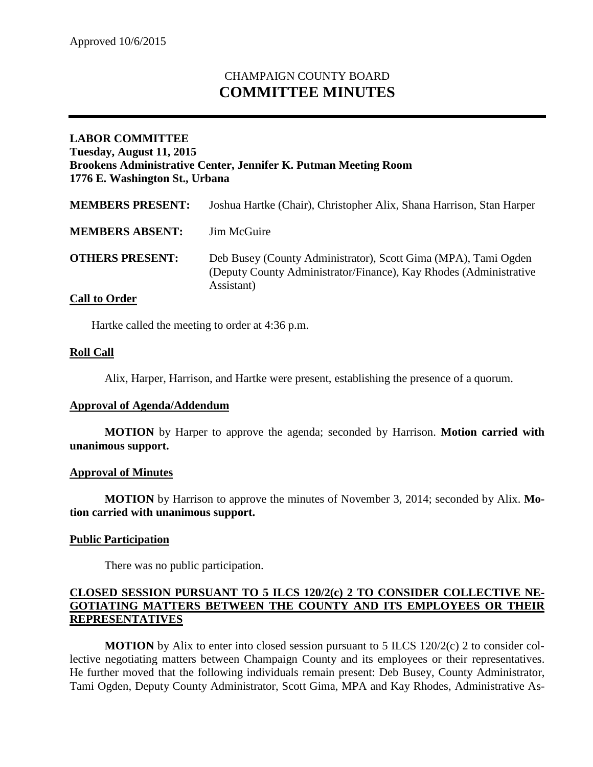Approved 10/6/2015

# CHAMPAIGN COUNTY BOARD
# COMMITTEE MINUTES

**LABOR COMMITTEE**
**Tuesday, August 11, 2015**
**Brookens Administrative Center, Jennifer K. Putman Meeting Room**
**1776 E. Washington St., Urbana**

| | |
|---|---|
| **MEMBERS PRESENT:** | Joshua Hartke (Chair), Christopher Alix, Shana Harrison, Stan Harper |
| **MEMBERS ABSENT:** | Jim McGuire |
| **OTHERS PRESENT:** | Deb Busey (County Administrator), Scott Gima (MPA), Tami Ogden (Deputy County Administrator/Finance), Kay Rhodes (Administrative Assistant) |

## Call to Order

Hartke called the meeting to order at 4:36 p.m.

## Roll Call

Alix, Harper, Harrison, and Hartke were present, establishing the presence of a quorum.

## Approval of Agenda/Addendum

**MOTION** by Harper to approve the agenda; seconded by Harrison. **Motion carried with unanimous support.**

## Approval of Minutes

**MOTION** by Harrison to approve the minutes of November 3, 2014; seconded by Alix. **Motion carried with unanimous support.**

## Public Participation

There was no public participation.

## CLOSED SESSION PURSUANT TO 5 ILCS 120/2(c) 2 TO CONSIDER COLLECTIVE NEGOTIATING MATTERS BETWEEN THE COUNTY AND ITS EMPLOYEES OR THEIR REPRESENTATIVES

**MOTION** by Alix to enter into closed session pursuant to 5 ILCS 120/2(c) 2 to consider collective negotiating matters between Champaign County and its employees or their representatives. He further moved that the following individuals remain present: Deb Busey, County Administrator, Tami Ogden, Deputy County Administrator, Scott Gima, MPA and Kay Rhodes, Administrative As-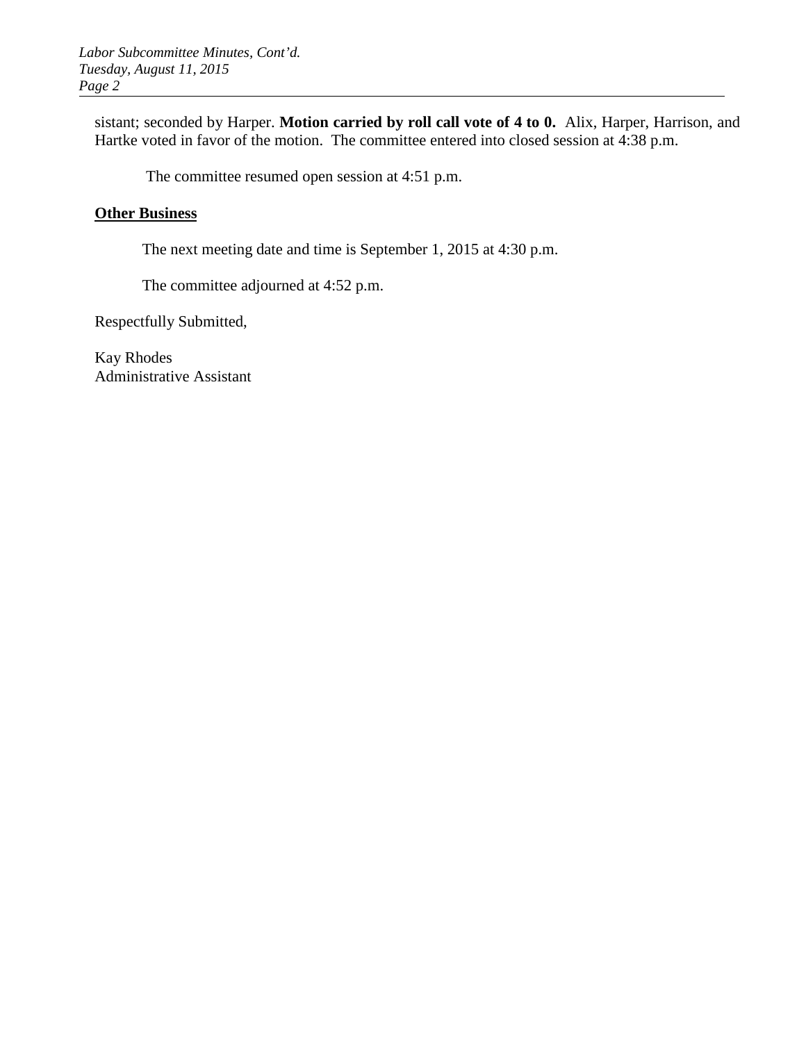sistant; seconded by Harper. **Motion carried by roll call vote of 4 to 0.** Alix, Harper, Harrison, and Hartke voted in favor of the motion. The committee entered into closed session at 4:38 p.m.

The committee resumed open session at 4:51 p.m.

**Other Business**

The next meeting date and time is September 1, 2015 at 4:30 p.m.

The committee adjourned at 4:52 p.m.

Respectfully Submitted,

Kay Rhodes
Administrative Assistant